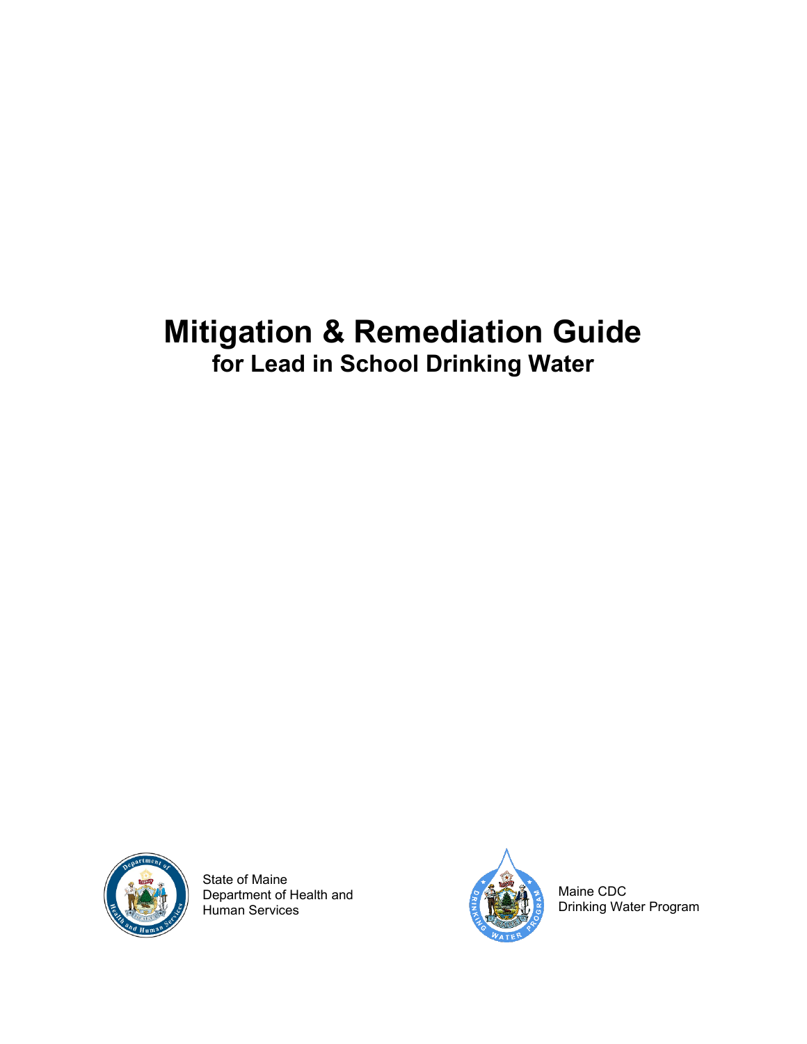# Mitigation & Remediation Guide

## for Lead in School Drinking Water

State of Maine
Department of Health and
Human Services

Maine CDC
Drinking Water Program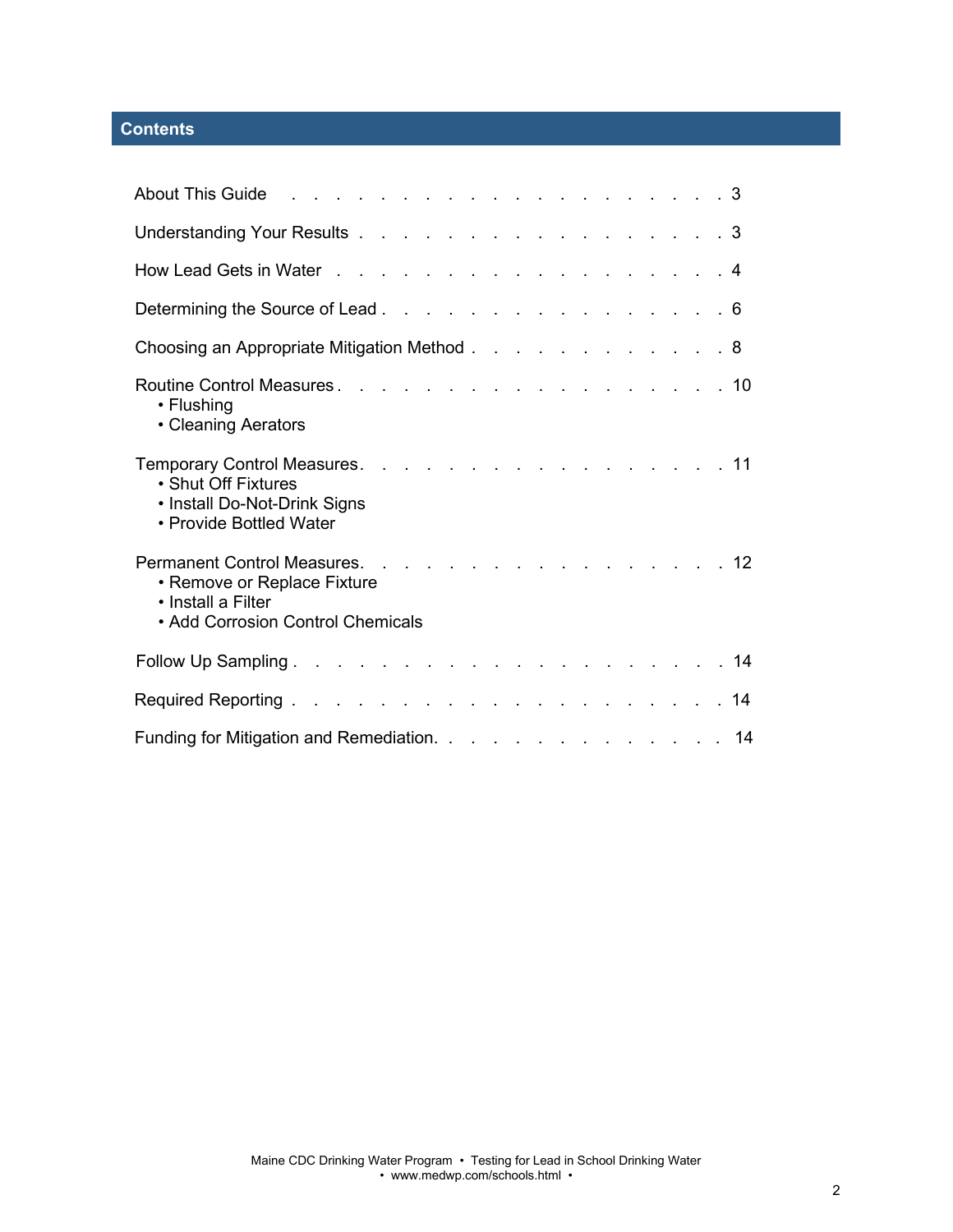## Contents

- About This Guide . . . . . . . . . . . . . . . . . . . . 3
- Understanding Your Results . . . . . . . . . . . . . . . . . 3
- How Lead Gets in Water . . . . . . . . . . . . . . . . . . 4
- Determining the Source of Lead . . . . . . . . . . . . . . . 6
- Choosing an Appropriate Mitigation Method . . . . . . . . . . . 8
- Routine Control Measures . . . . . . . . . . . . . . . . . 10
  - Flushing
  - Cleaning Aerators
- Temporary Control Measures. . . . . . . . . . . . . . . . . 11
  - Shut Off Fixtures
  - Install Do-Not-Drink Signs
  - Provide Bottled Water
- Permanent Control Measures. . . . . . . . . . . . . . . . . 12
  - Remove or Replace Fixture
  - Install a Filter
  - Add Corrosion Control Chemicals
- Follow Up Sampling . . . . . . . . . . . . . . . . . . . 14
- Required Reporting . . . . . . . . . . . . . . . . . . . 14
- Funding for Mitigation and Remediation. . . . . . . . . . . . . 14

Maine CDC Drinking Water Program • Testing for Lead in School Drinking Water • www.medwp.com/schools.html •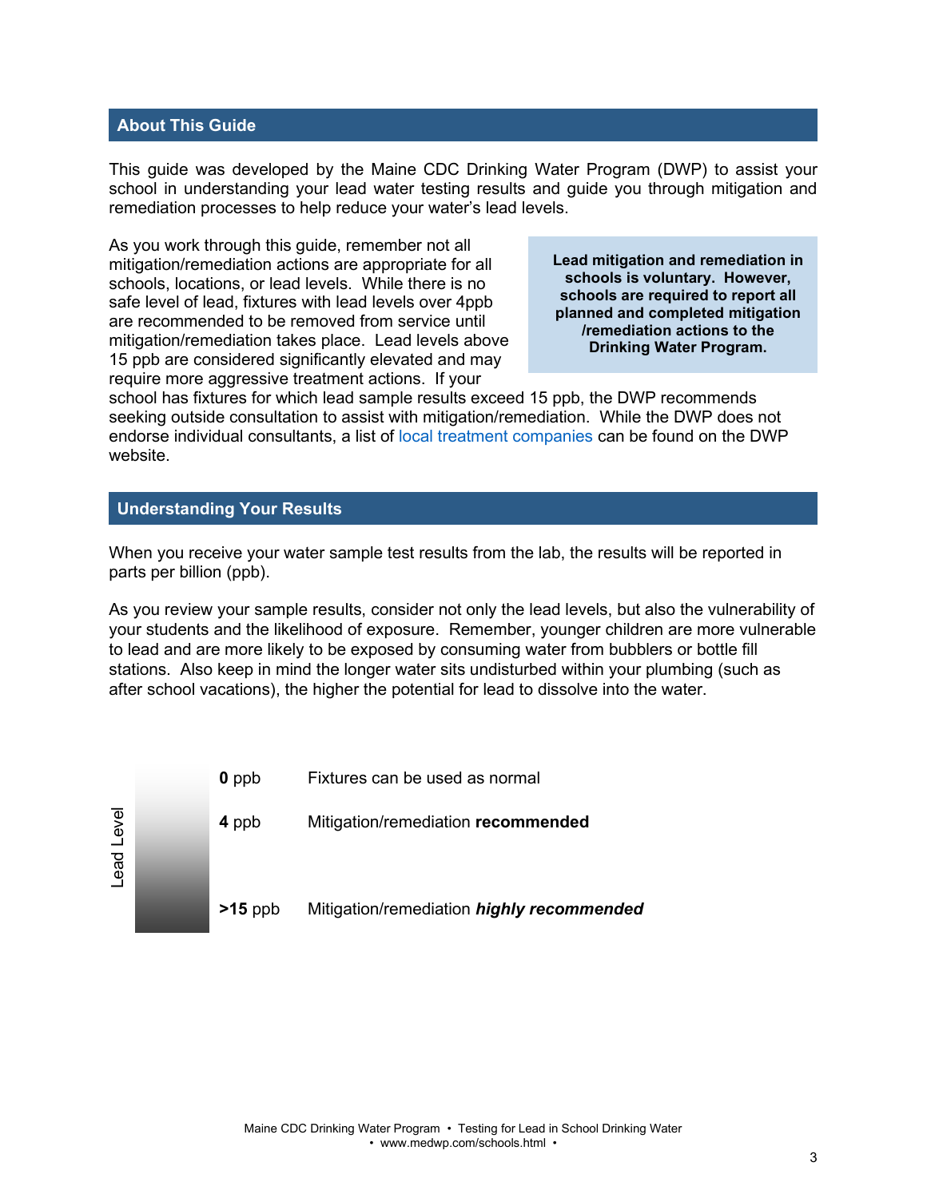## About This Guide

This guide was developed by the Maine CDC Drinking Water Program (DWP) to assist your school in understanding your lead water testing results and guide you through mitigation and remediation processes to help reduce your water's lead levels.

**Lead mitigation and remediation in schools is voluntary. However, schools are required to report all planned and completed mitigation /remediation actions to the Drinking Water Program.**

As you work through this guide, remember not all mitigation/remediation actions are appropriate for all schools, locations, or lead levels. While there is no safe level of lead, fixtures with lead levels over 4ppb are recommended to be removed from service until mitigation/remediation takes place. Lead levels above 15 ppb are considered significantly elevated and may require more aggressive treatment actions. If your school has fixtures for which lead sample results exceed 15 ppb, the DWP recommends seeking outside consultation to assist with mitigation/remediation. While the DWP does not endorse individual consultants, a list of local treatment companies can be found on the DWP website.

## Understanding Your Results

When you receive your water sample test results from the lab, the results will be reported in parts per billion (ppb).

As you review your sample results, consider not only the lead levels, but also the vulnerability of your students and the likelihood of exposure. Remember, younger children are more vulnerable to lead and are more likely to be exposed by consuming water from bubblers or bottle fill stations. Also keep in mind the longer water sits undisturbed within your plumbing (such as after school vacations), the higher the potential for lead to dissolve into the water.

| Lead Level | |
|---|---|
| **0** ppb | Fixtures can be used as normal |
| **4** ppb | Mitigation/remediation **recommended** |
| **>15** ppb | Mitigation/remediation ***highly recommended*** |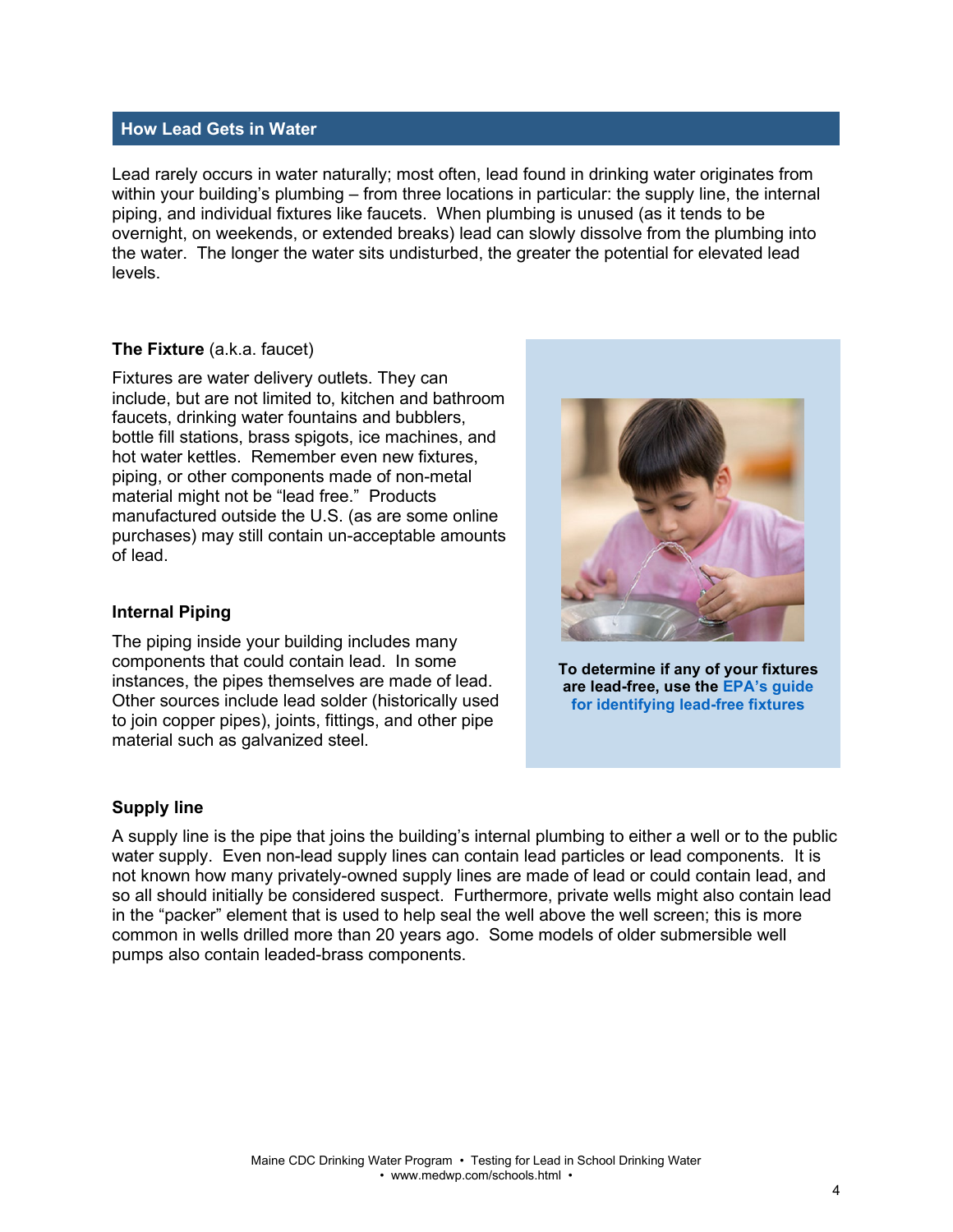## How Lead Gets in Water

Lead rarely occurs in water naturally; most often, lead found in drinking water originates from within your building's plumbing – from three locations in particular: the supply line, the internal piping, and individual fixtures like faucets. When plumbing is unused (as it tends to be overnight, on weekends, or extended breaks) lead can slowly dissolve from the plumbing into the water. The longer the water sits undisturbed, the greater the potential for elevated lead levels.

### The Fixture (a.k.a. faucet)

Fixtures are water delivery outlets. They can include, but are not limited to, kitchen and bathroom faucets, drinking water fountains and bubblers, bottle fill stations, brass spigots, ice machines, and hot water kettles. Remember even new fixtures, piping, or other components made of non-metal material might not be "lead free." Products manufactured outside the U.S. (as are some online purchases) may still contain un-acceptable amounts of lead.

### Internal Piping

The piping inside your building includes many components that could contain lead. In some instances, the pipes themselves are made of lead. Other sources include lead solder (historically used to join copper pipes), joints, fittings, and other pipe material such as galvanized steel.

**To determine if any of your fixtures are lead-free, use the EPA's guide for identifying lead-free fixtures**

### Supply line

A supply line is the pipe that joins the building's internal plumbing to either a well or to the public water supply. Even non-lead supply lines can contain lead particles or lead components. It is not known how many privately-owned supply lines are made of lead or could contain lead, and so all should initially be considered suspect. Furthermore, private wells might also contain lead in the "packer" element that is used to help seal the well above the well screen; this is more common in wells drilled more than 20 years ago. Some models of older submersible well pumps also contain leaded-brass components.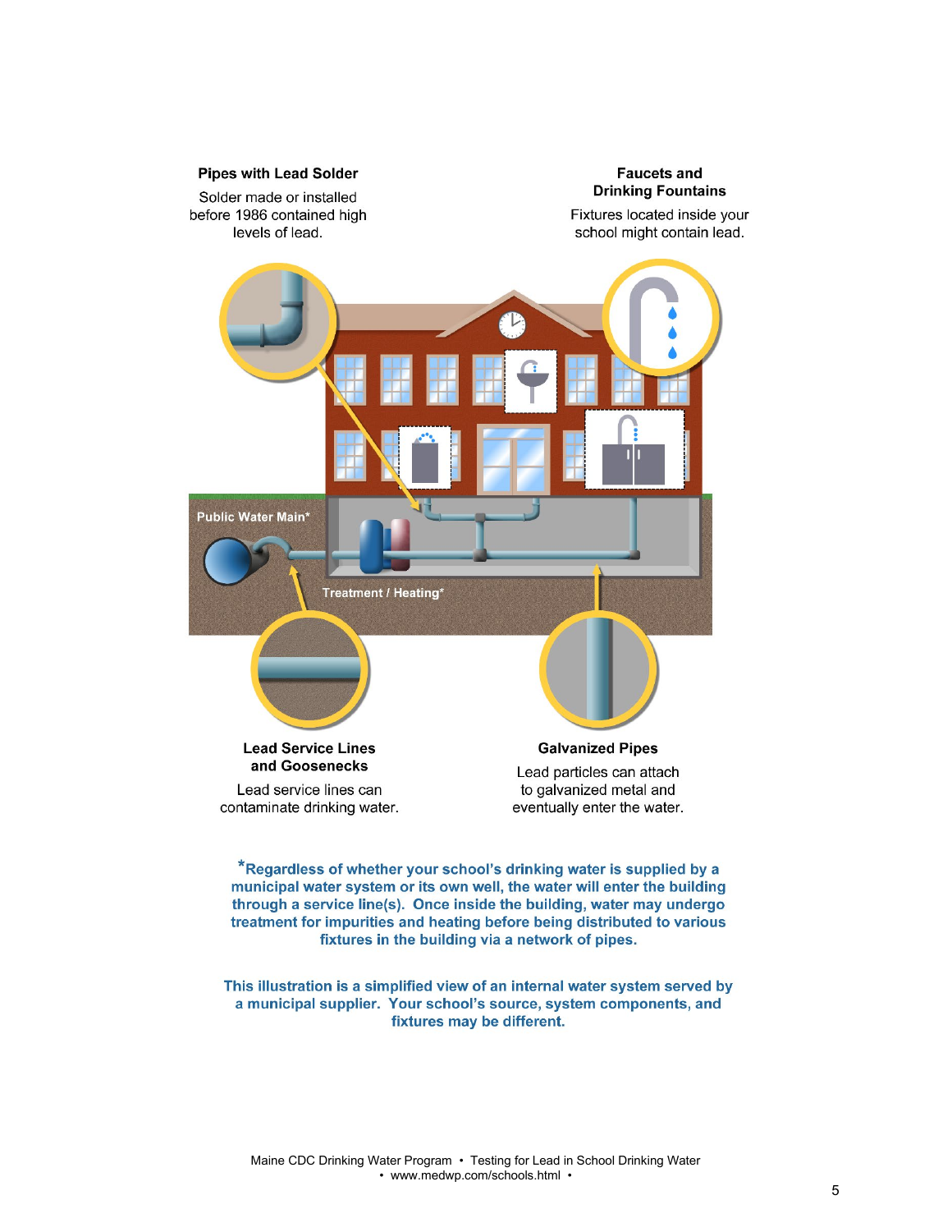**Pipes with Lead Solder**

Solder made or installed before 1986 contained high levels of lead.

**Faucets and Drinking Fountains**

Fixtures located inside your school might contain lead.

Public Water Main*

Treatment / Heating*

**Lead Service Lines and Goosenecks**

Lead service lines can contaminate drinking water.

**Galvanized Pipes**

Lead particles can attach to galvanized metal and eventually enter the water.

***Regardless of whether your school's drinking water is supplied by a municipal water system or its own well, the water will enter the building through a service line(s). Once inside the building, water may undergo treatment for impurities and heating before being distributed to various fixtures in the building via a network of pipes.**

**This illustration is a simplified view of an internal water system served by a municipal supplier. Your school's source, system components, and fixtures may be different.**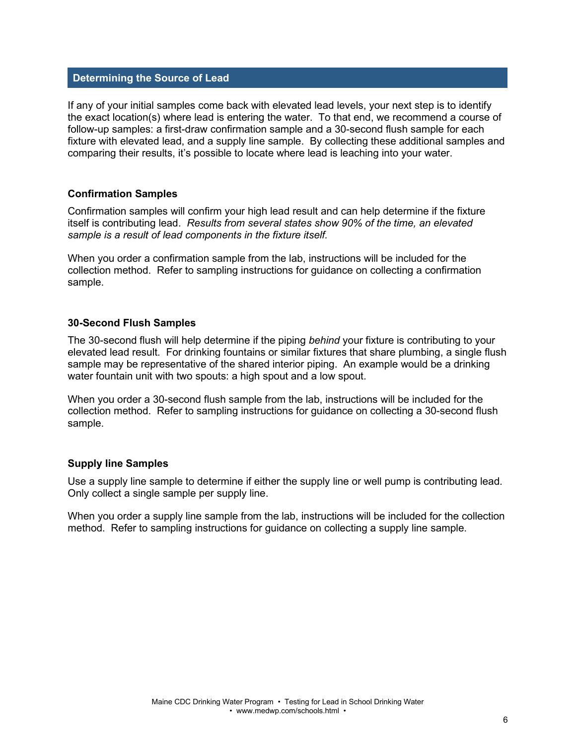## Determining the Source of Lead

If any of your initial samples come back with elevated lead levels, your next step is to identify the exact location(s) where lead is entering the water. To that end, we recommend a course of follow-up samples: a first-draw confirmation sample and a 30-second flush sample for each fixture with elevated lead, and a supply line sample. By collecting these additional samples and comparing their results, it's possible to locate where lead is leaching into your water.

### Confirmation Samples

Confirmation samples will confirm your high lead result and can help determine if the fixture itself is contributing lead. *Results from several states show 90% of the time, an elevated sample is a result of lead components in the fixture itself.*

When you order a confirmation sample from the lab, instructions will be included for the collection method. Refer to sampling instructions for guidance on collecting a confirmation sample.

### 30-Second Flush Samples

The 30-second flush will help determine if the piping *behind* your fixture is contributing to your elevated lead result. For drinking fountains or similar fixtures that share plumbing, a single flush sample may be representative of the shared interior piping. An example would be a drinking water fountain unit with two spouts: a high spout and a low spout.

When you order a 30-second flush sample from the lab, instructions will be included for the collection method. Refer to sampling instructions for guidance on collecting a 30-second flush sample.

### Supply line Samples

Use a supply line sample to determine if either the supply line or well pump is contributing lead. Only collect a single sample per supply line.

When you order a supply line sample from the lab, instructions will be included for the collection method. Refer to sampling instructions for guidance on collecting a supply line sample.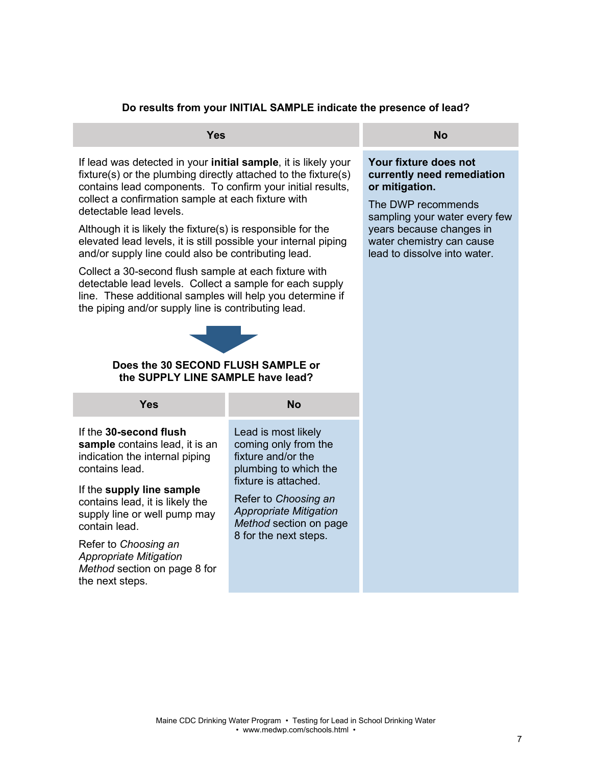**Do results from your INITIAL SAMPLE indicate the presence of lead?**

| Yes | No |
|---|---|
| If lead was detected in your **initial sample**, it is likely your fixture(s) or the plumbing directly attached to the fixture(s) contains lead components. To confirm your initial results, collect a confirmation sample at each fixture with detectable lead levels.<br><br>Although it is likely the fixture(s) is responsible for the elevated lead levels, it is still possible your internal piping and/or supply line could also be contributing lead.<br><br>Collect a 30-second flush sample at each fixture with detectable lead levels. Collect a sample for each supply line. These additional samples will help you determine if the piping and/or supply line is contributing lead. | **Your fixture does not currently need remediation or mitigation.**<br><br>The DWP recommends sampling your water every few years because changes in water chemistry can cause lead to dissolve into water. |

**Does the 30 SECOND FLUSH SAMPLE or the SUPPLY LINE SAMPLE have lead?**

| Yes | No |
|---|---|
| If the **30-second flush sample** contains lead, it is an indication the internal piping contains lead.<br><br>If the **supply line sample** contains lead, it is likely the supply line or well pump may contain lead.<br><br>Refer to *Choosing an Appropriate Mitigation Method* section on page 8 for the next steps. | Lead is most likely coming only from the fixture and/or the plumbing to which the fixture is attached.<br><br>Refer to *Choosing an Appropriate Mitigation Method* section on page 8 for the next steps. |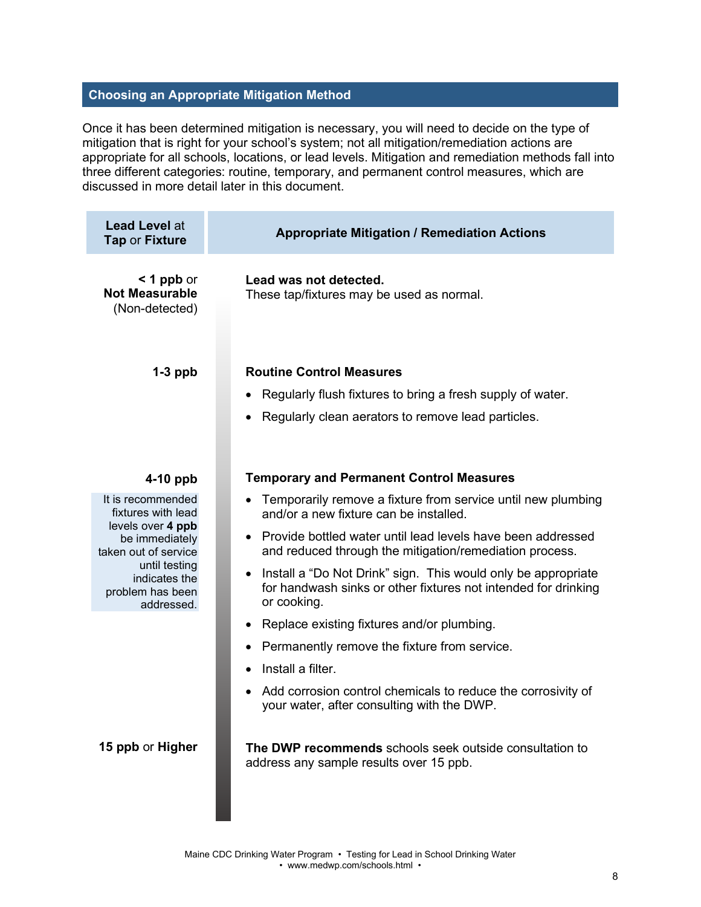## Choosing an Appropriate Mitigation Method

Once it has been determined mitigation is necessary, you will need to decide on the type of mitigation that is right for your school's system; not all mitigation/remediation actions are appropriate for all schools, locations, or lead levels. Mitigation and remediation methods fall into three different categories: routine, temporary, and permanent control measures, which are discussed in more detail later in this document.

| **Lead Level** at **Tap** or **Fixture** | **Appropriate Mitigation / Remediation Actions** |
|---|---|
| **< 1 ppb** or **Not Measurable** (Non-detected) | **Lead was not detected.** These tap/fixtures may be used as normal. |
| **1-3 ppb** | **Routine Control Measures**<br>• Regularly flush fixtures to bring a fresh supply of water.<br>• Regularly clean aerators to remove lead particles. |
| **4-10 ppb**<br><br>It is recommended fixtures with lead levels over **4 ppb** be immediately taken out of service until testing indicates the problem has been addressed. | **Temporary and Permanent Control Measures**<br>• Temporarily remove a fixture from service until new plumbing and/or a new fixture can be installed.<br>• Provide bottled water until lead levels have been addressed and reduced through the mitigation/remediation process.<br>• Install a "Do Not Drink" sign. This would only be appropriate for handwash sinks or other fixtures not intended for drinking or cooking.<br>• Replace existing fixtures and/or plumbing.<br>• Permanently remove the fixture from service.<br>• Install a filter.<br>• Add corrosion control chemicals to reduce the corrosivity of your water, after consulting with the DWP. |
| **15 ppb** or **Higher** | **The DWP recommends** schools seek outside consultation to address any sample results over 15 ppb. |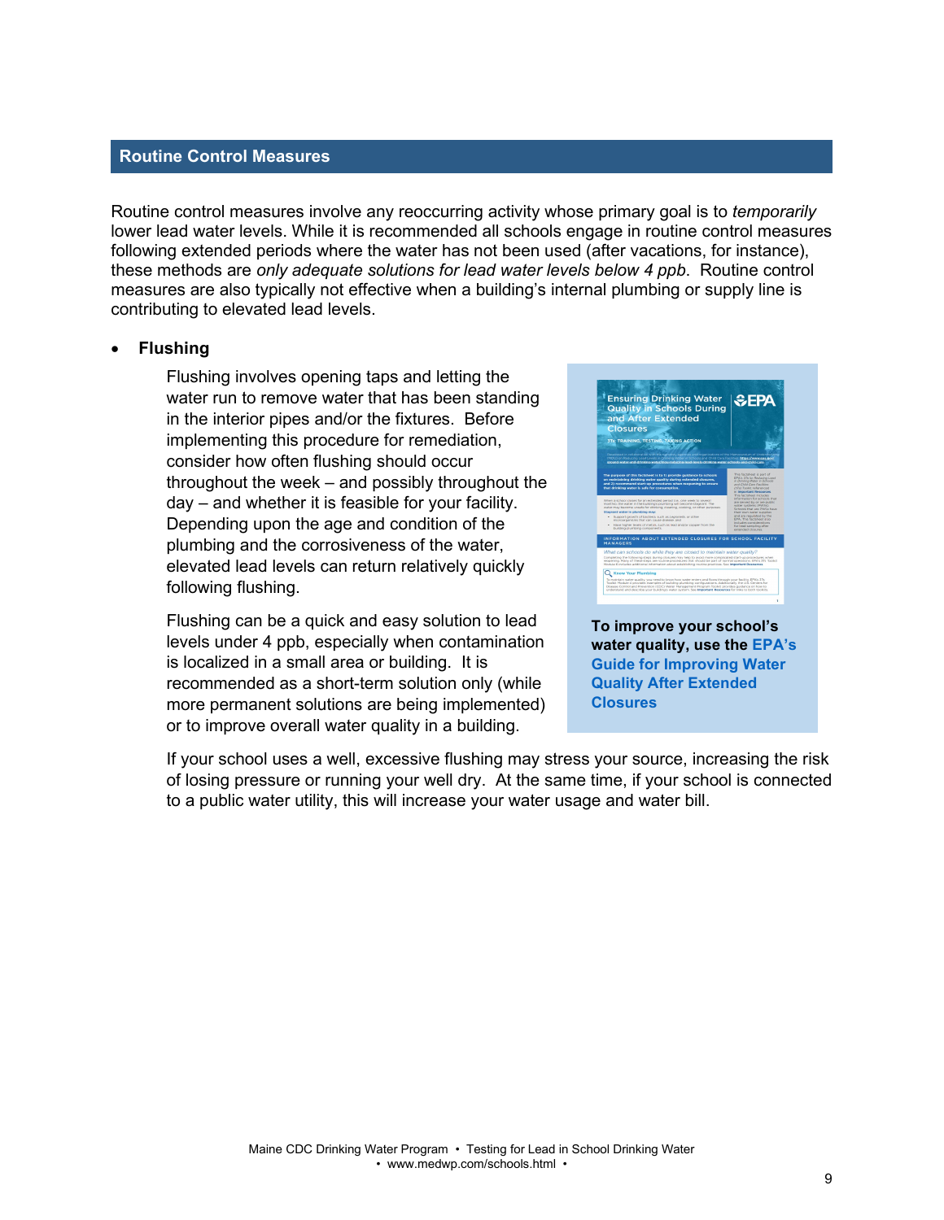## Routine Control Measures

Routine control measures involve any reoccurring activity whose primary goal is to *temporarily* lower lead water levels. While it is recommended all schools engage in routine control measures following extended periods where the water has not been used (after vacations, for instance), these methods are *only adequate solutions for lead water levels below 4 ppb*. Routine control measures are also typically not effective when a building's internal plumbing or supply line is contributing to elevated lead levels.

- **Flushing**

  Flushing involves opening taps and letting the water run to remove water that has been standing in the interior pipes and/or the fixtures. Before implementing this procedure for remediation, consider how often flushing should occur throughout the week – and possibly throughout the day – and whether it is feasible for your facility. Depending upon the age and condition of the plumbing and the corrosiveness of the water, elevated lead levels can return relatively quickly following flushing.

  Flushing can be a quick and easy solution to lead levels under 4 ppb, especially when contamination is localized in a small area or building. It is recommended as a short-term solution only (while more permanent solutions are being implemented) or to improve overall water quality in a building.

  **To improve your school's water quality, use the EPA's Guide for Improving Water Quality After Extended Closures**

  If your school uses a well, excessive flushing may stress your source, increasing the risk of losing pressure or running your well dry. At the same time, if your school is connected to a public water utility, this will increase your water usage and water bill.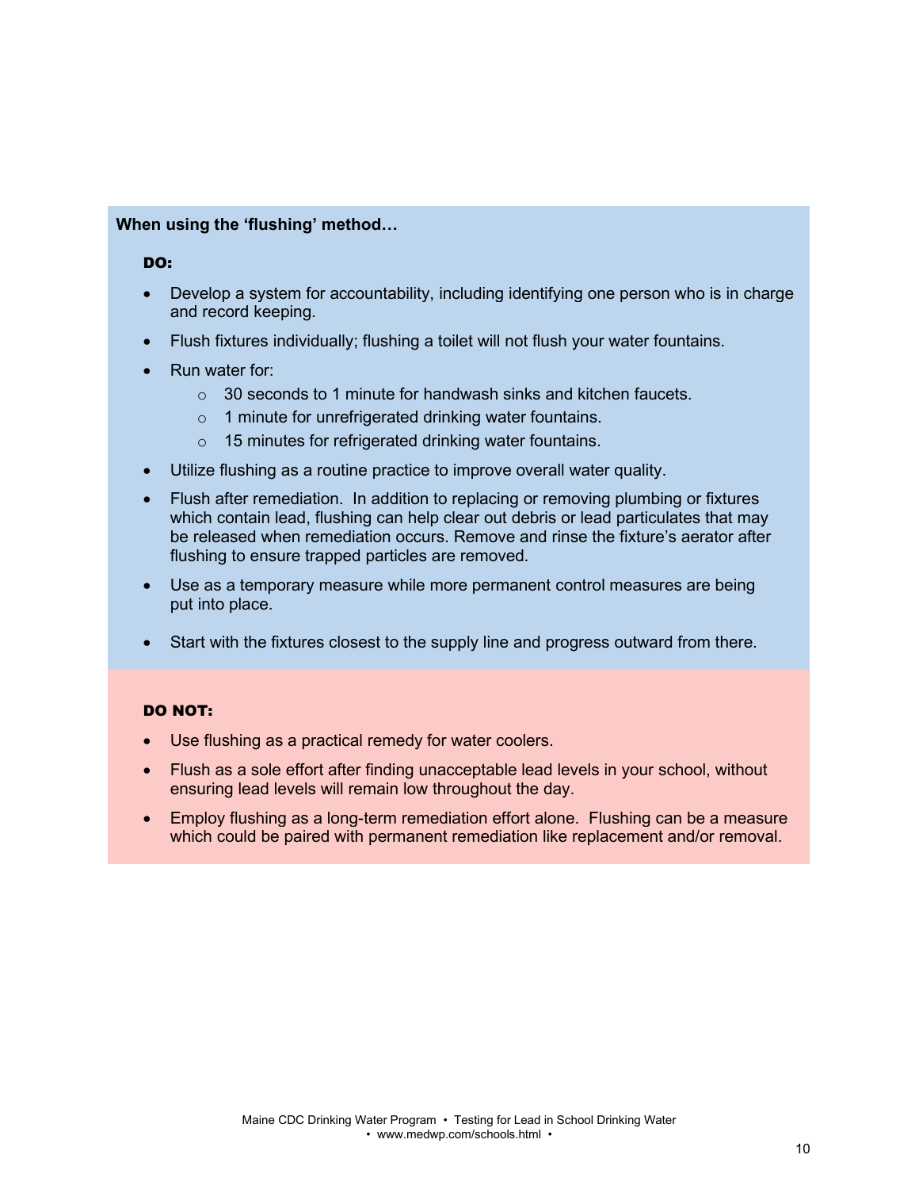**When using the 'flushing' method…**

**DO:**

- Develop a system for accountability, including identifying one person who is in charge and record keeping.
- Flush fixtures individually; flushing a toilet will not flush your water fountains.
- Run water for:
  - 30 seconds to 1 minute for handwash sinks and kitchen faucets.
  - 1 minute for unrefrigerated drinking water fountains.
  - 15 minutes for refrigerated drinking water fountains.
- Utilize flushing as a routine practice to improve overall water quality.
- Flush after remediation. In addition to replacing or removing plumbing or fixtures which contain lead, flushing can help clear out debris or lead particulates that may be released when remediation occurs. Remove and rinse the fixture's aerator after flushing to ensure trapped particles are removed.
- Use as a temporary measure while more permanent control measures are being put into place.
- Start with the fixtures closest to the supply line and progress outward from there.

**DO NOT:**

- Use flushing as a practical remedy for water coolers.
- Flush as a sole effort after finding unacceptable lead levels in your school, without ensuring lead levels will remain low throughout the day.
- Employ flushing as a long-term remediation effort alone. Flushing can be a measure which could be paired with permanent remediation like replacement and/or removal.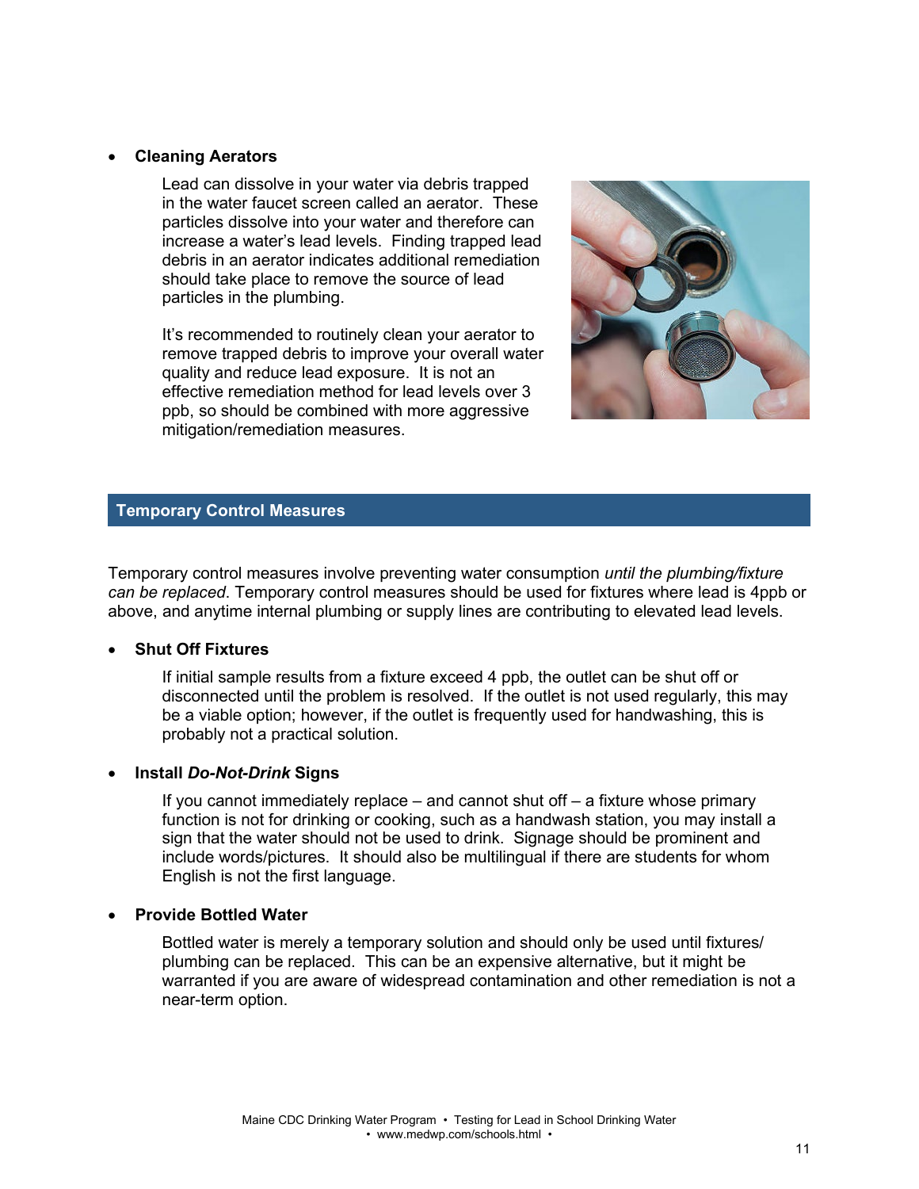- **Cleaning Aerators**

  Lead can dissolve in your water via debris trapped in the water faucet screen called an aerator. These particles dissolve into your water and therefore can increase a water's lead levels. Finding trapped lead debris in an aerator indicates additional remediation should take place to remove the source of lead particles in the plumbing.

  It's recommended to routinely clean your aerator to remove trapped debris to improve your overall water quality and reduce lead exposure. It is not an effective remediation method for lead levels over 3 ppb, so should be combined with more aggressive mitigation/remediation measures.

## Temporary Control Measures

Temporary control measures involve preventing water consumption *until the plumbing/fixture can be replaced*. Temporary control measures should be used for fixtures where lead is 4ppb or above, and anytime internal plumbing or supply lines are contributing to elevated lead levels.

- **Shut Off Fixtures**

  If initial sample results from a fixture exceed 4 ppb, the outlet can be shut off or disconnected until the problem is resolved. If the outlet is not used regularly, this may be a viable option; however, if the outlet is frequently used for handwashing, this is probably not a practical solution.

- **Install *Do-Not-Drink* Signs**

  If you cannot immediately replace – and cannot shut off – a fixture whose primary function is not for drinking or cooking, such as a handwash station, you may install a sign that the water should not be used to drink. Signage should be prominent and include words/pictures. It should also be multilingual if there are students for whom English is not the first language.

- **Provide Bottled Water**

  Bottled water is merely a temporary solution and should only be used until fixtures/ plumbing can be replaced. This can be an expensive alternative, but it might be warranted if you are aware of widespread contamination and other remediation is not a near-term option.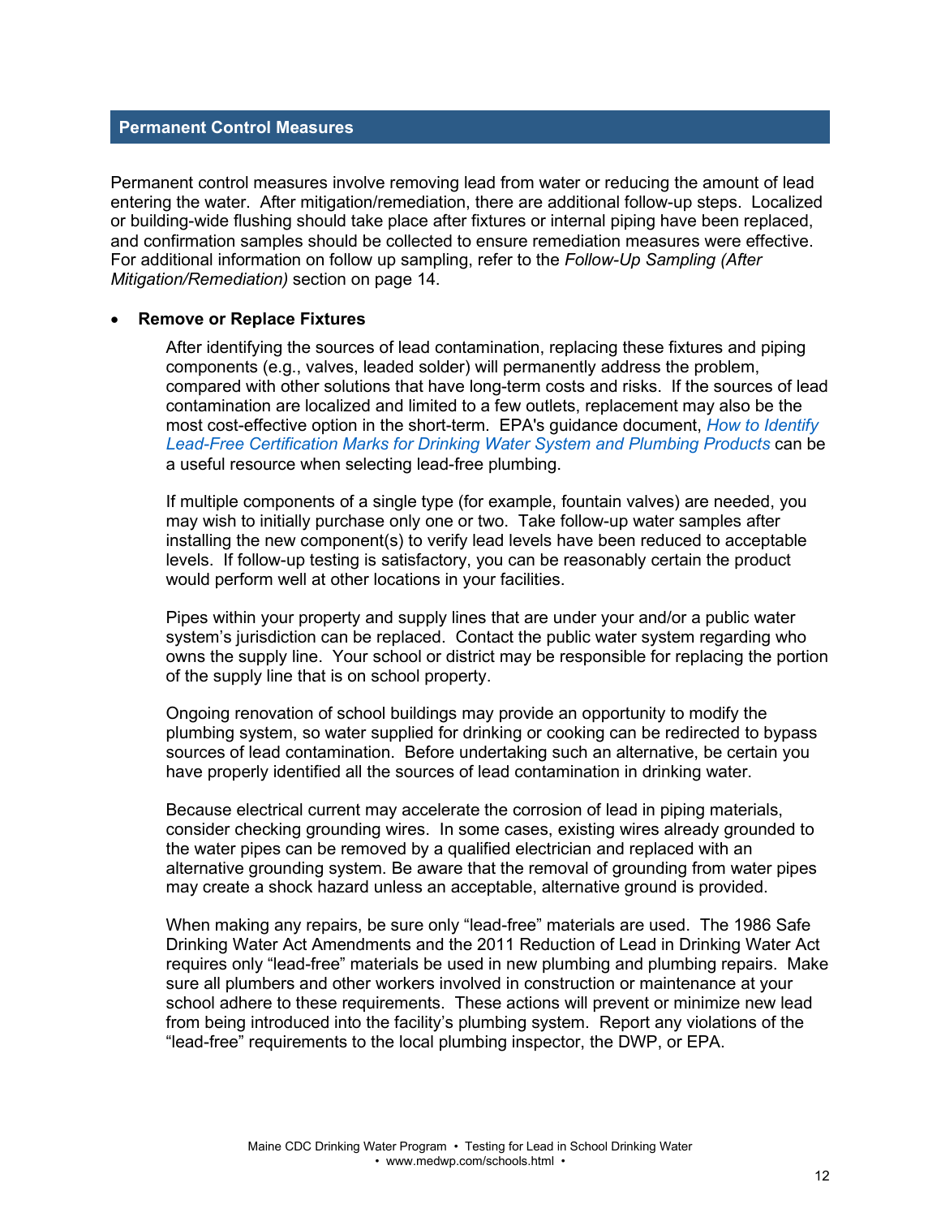## Permanent Control Measures

Permanent control measures involve removing lead from water or reducing the amount of lead entering the water. After mitigation/remediation, there are additional follow-up steps. Localized or building-wide flushing should take place after fixtures or internal piping have been replaced, and confirmation samples should be collected to ensure remediation measures were effective. For additional information on follow up sampling, refer to the *Follow-Up Sampling (After Mitigation/Remediation)* section on page 14.

- **Remove or Replace Fixtures**

  After identifying the sources of lead contamination, replacing these fixtures and piping components (e.g., valves, leaded solder) will permanently address the problem, compared with other solutions that have long-term costs and risks. If the sources of lead contamination are localized and limited to a few outlets, replacement may also be the most cost-effective option in the short-term. EPA's guidance document, *How to Identify Lead-Free Certification Marks for Drinking Water System and Plumbing Products* can be a useful resource when selecting lead-free plumbing.

  If multiple components of a single type (for example, fountain valves) are needed, you may wish to initially purchase only one or two. Take follow-up water samples after installing the new component(s) to verify lead levels have been reduced to acceptable levels. If follow-up testing is satisfactory, you can be reasonably certain the product would perform well at other locations in your facilities.

  Pipes within your property and supply lines that are under your and/or a public water system's jurisdiction can be replaced. Contact the public water system regarding who owns the supply line. Your school or district may be responsible for replacing the portion of the supply line that is on school property.

  Ongoing renovation of school buildings may provide an opportunity to modify the plumbing system, so water supplied for drinking or cooking can be redirected to bypass sources of lead contamination. Before undertaking such an alternative, be certain you have properly identified all the sources of lead contamination in drinking water.

  Because electrical current may accelerate the corrosion of lead in piping materials, consider checking grounding wires. In some cases, existing wires already grounded to the water pipes can be removed by a qualified electrician and replaced with an alternative grounding system. Be aware that the removal of grounding from water pipes may create a shock hazard unless an acceptable, alternative ground is provided.

  When making any repairs, be sure only "lead-free" materials are used. The 1986 Safe Drinking Water Act Amendments and the 2011 Reduction of Lead in Drinking Water Act requires only "lead-free" materials be used in new plumbing and plumbing repairs. Make sure all plumbers and other workers involved in construction or maintenance at your school adhere to these requirements. These actions will prevent or minimize new lead from being introduced into the facility's plumbing system. Report any violations of the "lead-free" requirements to the local plumbing inspector, the DWP, or EPA.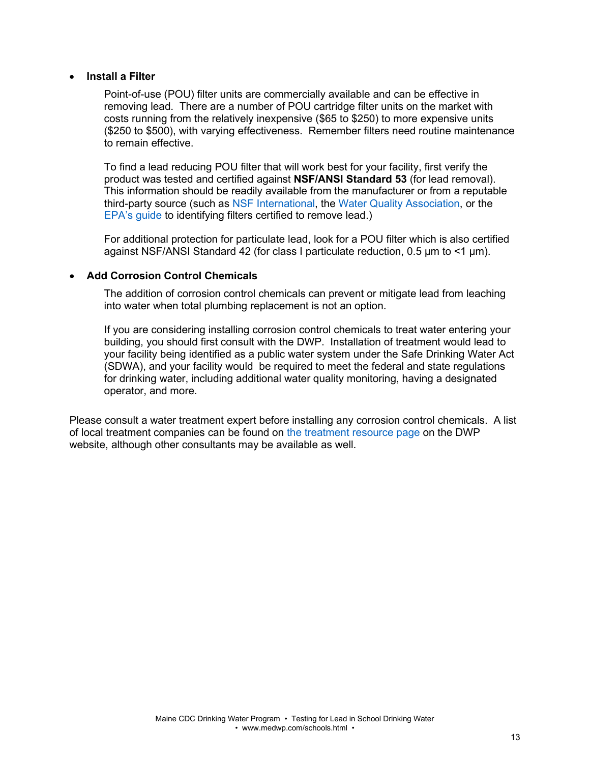- **Install a Filter**

  Point-of-use (POU) filter units are commercially available and can be effective in removing lead. There are a number of POU cartridge filter units on the market with costs running from the relatively inexpensive ($65 to $250) to more expensive units ($250 to $500), with varying effectiveness. Remember filters need routine maintenance to remain effective.

  To find a lead reducing POU filter that will work best for your facility, first verify the product was tested and certified against **NSF/ANSI Standard 53** (for lead removal). This information should be readily available from the manufacturer or from a reputable third-party source (such as NSF International, the Water Quality Association, or the EPA's guide to identifying filters certified to remove lead.)

  For additional protection for particulate lead, look for a POU filter which is also certified against NSF/ANSI Standard 42 (for class I particulate reduction, 0.5 µm to <1 µm).

- **Add Corrosion Control Chemicals**

  The addition of corrosion control chemicals can prevent or mitigate lead from leaching into water when total plumbing replacement is not an option.

  If you are considering installing corrosion control chemicals to treat water entering your building, you should first consult with the DWP. Installation of treatment would lead to your facility being identified as a public water system under the Safe Drinking Water Act (SDWA), and your facility would be required to meet the federal and state regulations for drinking water, including additional water quality monitoring, having a designated operator, and more.

Please consult a water treatment expert before installing any corrosion control chemicals. A list of local treatment companies can be found on the treatment resource page on the DWP website, although other consultants may be available as well.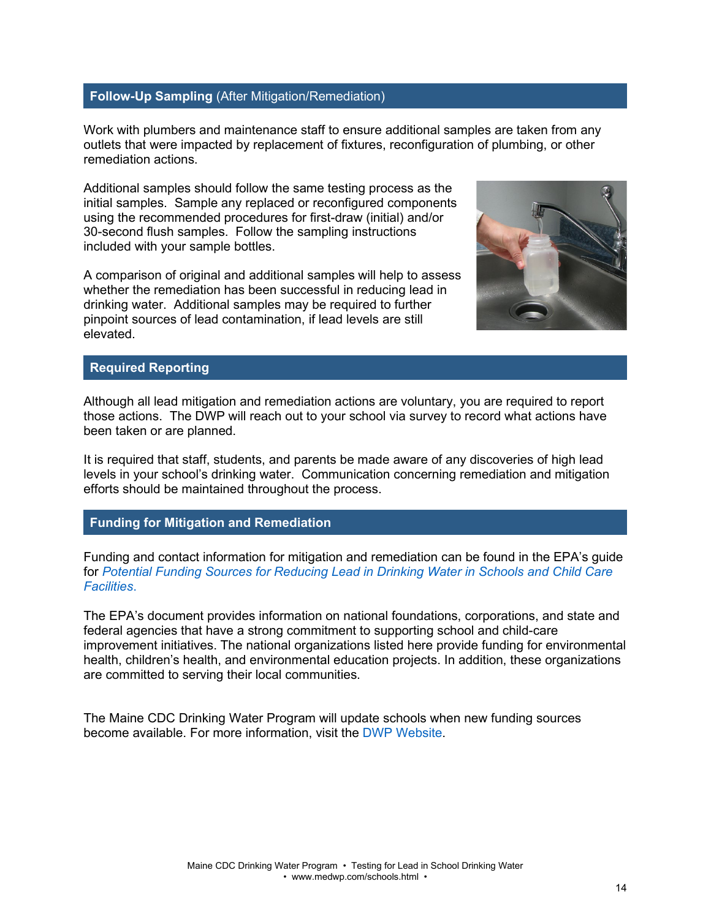## Follow-Up Sampling (After Mitigation/Remediation)

Work with plumbers and maintenance staff to ensure additional samples are taken from any outlets that were impacted by replacement of fixtures, reconfiguration of plumbing, or other remediation actions.

Additional samples should follow the same testing process as the initial samples. Sample any replaced or reconfigured components using the recommended procedures for first-draw (initial) and/or 30-second flush samples. Follow the sampling instructions included with your sample bottles.

A comparison of original and additional samples will help to assess whether the remediation has been successful in reducing lead in drinking water. Additional samples may be required to further pinpoint sources of lead contamination, if lead levels are still elevated.

## Required Reporting

Although all lead mitigation and remediation actions are voluntary, you are required to report those actions. The DWP will reach out to your school via survey to record what actions have been taken or are planned.

It is required that staff, students, and parents be made aware of any discoveries of high lead levels in your school's drinking water. Communication concerning remediation and mitigation efforts should be maintained throughout the process.

## Funding for Mitigation and Remediation

Funding and contact information for mitigation and remediation can be found in the EPA's guide for *Potential Funding Sources for Reducing Lead in Drinking Water in Schools and Child Care Facilities.*

The EPA's document provides information on national foundations, corporations, and state and federal agencies that have a strong commitment to supporting school and child-care improvement initiatives. The national organizations listed here provide funding for environmental health, children's health, and environmental education projects. In addition, these organizations are committed to serving their local communities.

The Maine CDC Drinking Water Program will update schools when new funding sources become available. For more information, visit the DWP Website.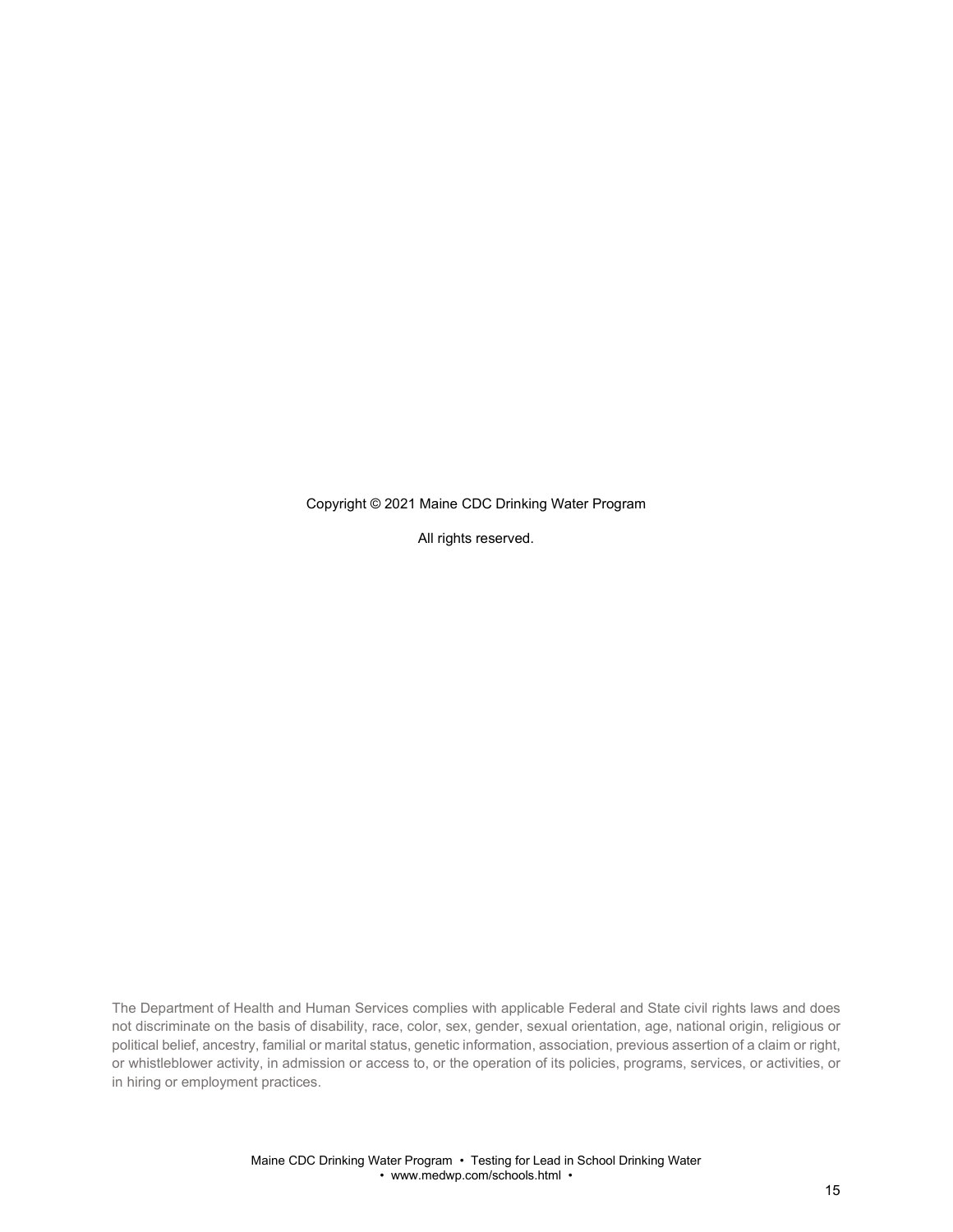Copyright © 2021 Maine CDC Drinking Water Program

All rights reserved.

The Department of Health and Human Services complies with applicable Federal and State civil rights laws and does not discriminate on the basis of disability, race, color, sex, gender, sexual orientation, age, national origin, religious or political belief, ancestry, familial or marital status, genetic information, association, previous assertion of a claim or right, or whistleblower activity, in admission or access to, or the operation of its policies, programs, services, or activities, or in hiring or employment practices.